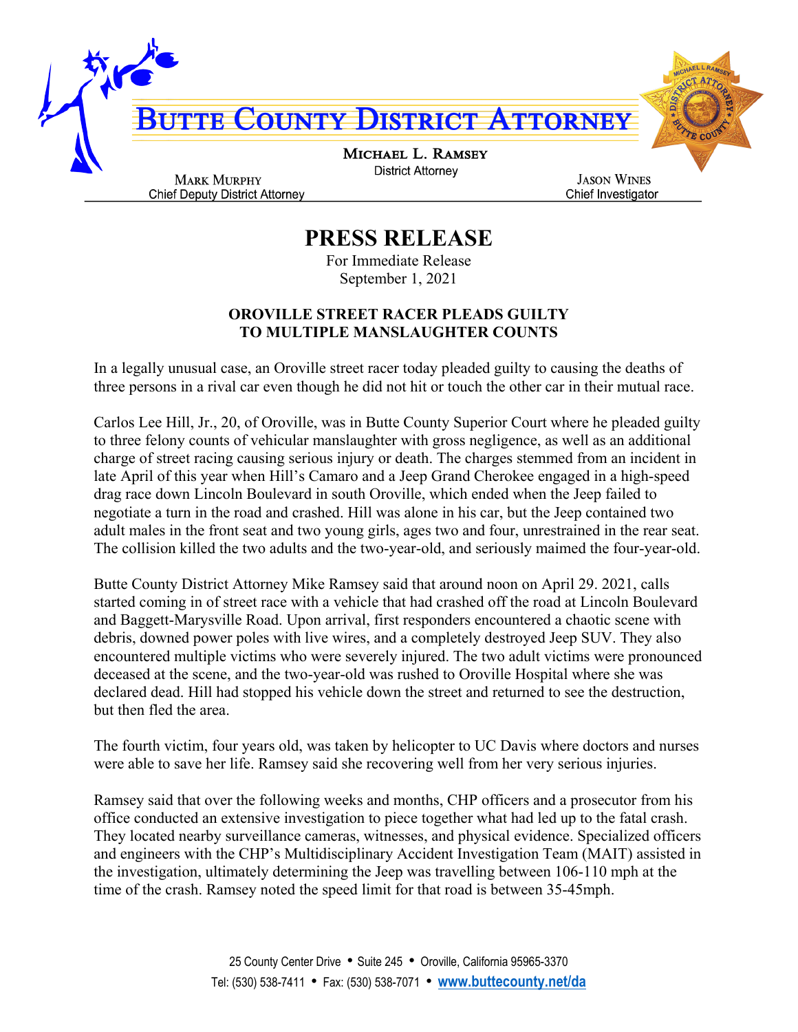# BUTTE COUNTY DISTRICT ATTORNEY

**MICHAEL L. RAMSEY**
District Attorney

MARK MURPHY
Chief Deputy District Attorney

JASON WINES
Chief Investigator

## PRESS RELEASE

For Immediate Release
September 1, 2021

### OROVILLE STREET RACER PLEADS GUILTY TO MULTIPLE MANSLAUGHTER COUNTS

In a legally unusual case, an Oroville street racer today pleaded guilty to causing the deaths of three persons in a rival car even though he did not hit or touch the other car in their mutual race.

Carlos Lee Hill, Jr., 20, of Oroville, was in Butte County Superior Court where he pleaded guilty to three felony counts of vehicular manslaughter with gross negligence, as well as an additional charge of street racing causing serious injury or death. The charges stemmed from an incident in late April of this year when Hill's Camaro and a Jeep Grand Cherokee engaged in a high-speed drag race down Lincoln Boulevard in south Oroville, which ended when the Jeep failed to negotiate a turn in the road and crashed. Hill was alone in his car, but the Jeep contained two adult males in the front seat and two young girls, ages two and four, unrestrained in the rear seat. The collision killed the two adults and the two-year-old, and seriously maimed the four-year-old.

Butte County District Attorney Mike Ramsey said that around noon on April 29. 2021, calls started coming in of street race with a vehicle that had crashed off the road at Lincoln Boulevard and Baggett-Marysville Road. Upon arrival, first responders encountered a chaotic scene with debris, downed power poles with live wires, and a completely destroyed Jeep SUV. They also encountered multiple victims who were severely injured. The two adult victims were pronounced deceased at the scene, and the two-year-old was rushed to Oroville Hospital where she was declared dead. Hill had stopped his vehicle down the street and returned to see the destruction, but then fled the area.

The fourth victim, four years old, was taken by helicopter to UC Davis where doctors and nurses were able to save her life. Ramsey said she recovering well from her very serious injuries.

Ramsey said that over the following weeks and months, CHP officers and a prosecutor from his office conducted an extensive investigation to piece together what had led up to the fatal crash. They located nearby surveillance cameras, witnesses, and physical evidence. Specialized officers and engineers with the CHP's Multidisciplinary Accident Investigation Team (MAIT) assisted in the investigation, ultimately determining the Jeep was travelling between 106-110 mph at the time of the crash. Ramsey noted the speed limit for that road is between 35-45mph.

25 County Center Drive • Suite 245 • Oroville, California 95965-3370
Tel: (530) 538-7411 • Fax: (530) 538-7071 • www.buttecounty.net/da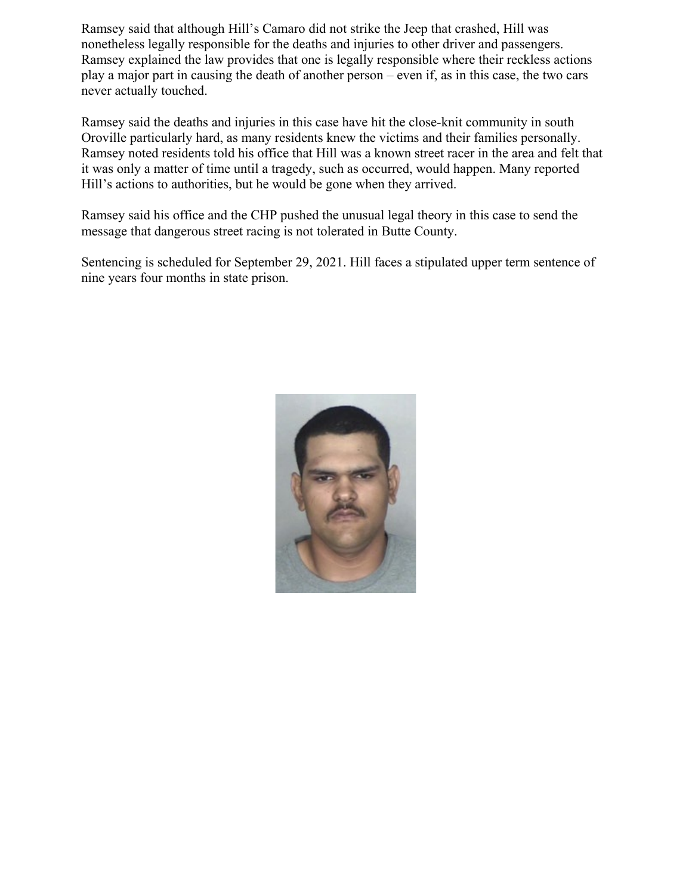Ramsey said that although Hill's Camaro did not strike the Jeep that crashed, Hill was nonetheless legally responsible for the deaths and injuries to other driver and passengers. Ramsey explained the law provides that one is legally responsible where their reckless actions play a major part in causing the death of another person – even if, as in this case, the two cars never actually touched.

Ramsey said the deaths and injuries in this case have hit the close-knit community in south Oroville particularly hard, as many residents knew the victims and their families personally. Ramsey noted residents told his office that Hill was a known street racer in the area and felt that it was only a matter of time until a tragedy, such as occurred, would happen. Many reported Hill's actions to authorities, but he would be gone when they arrived.

Ramsey said his office and the CHP pushed the unusual legal theory in this case to send the message that dangerous street racing is not tolerated in Butte County.

Sentencing is scheduled for September 29, 2021. Hill faces a stipulated upper term sentence of nine years four months in state prison.